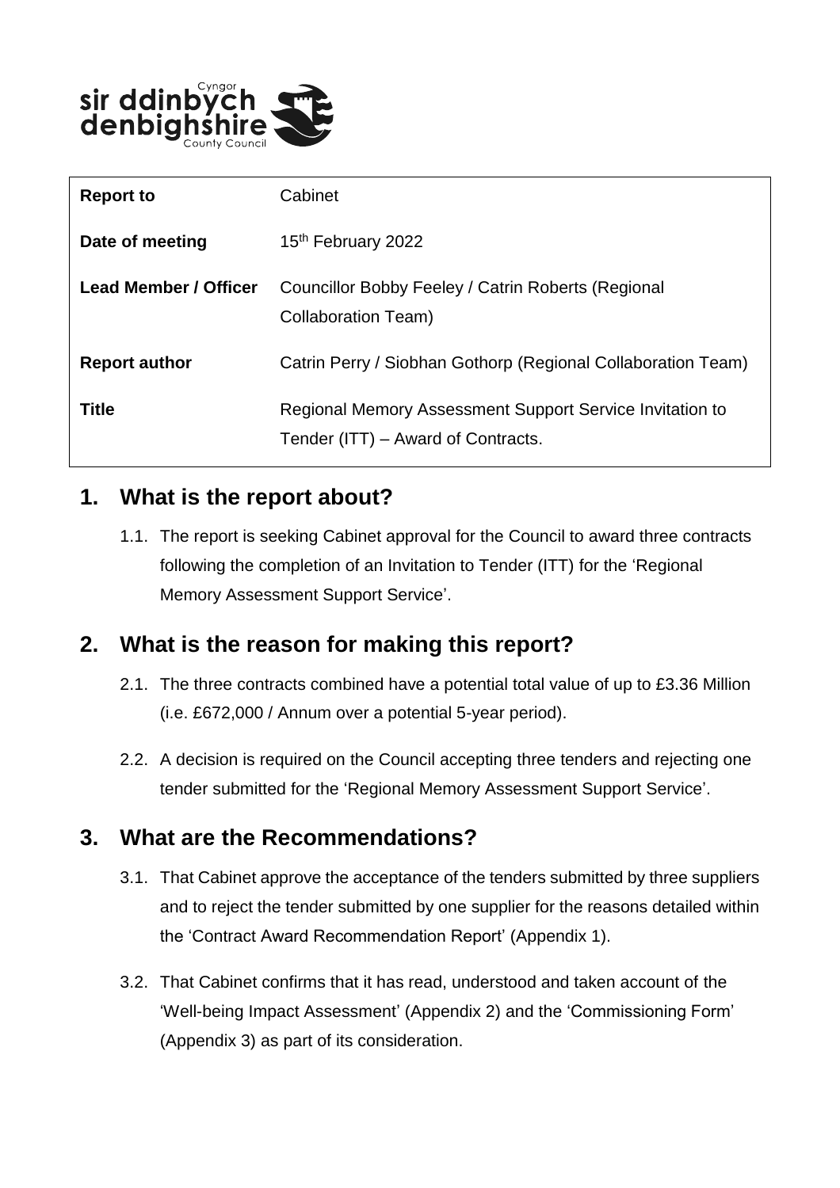sir ddinbych denbighshire

Cyngor County Council

| Report to | Cabinet |
| --- | --- |
| Date of meeting | 15th February 2022 |
| Lead Member / Officer | Councillor Bobby Feeley / Catrin Roberts (Regional Collaboration Team) |
| Report author | Catrin Perry / Siobhan Gothorp (Regional Collaboration Team) |
| Title | Regional Memory Assessment Support Service Invitation to Tender (ITT) – Award of Contracts. |

## 1. What is the report about?

1.1. The report is seeking Cabinet approval for the Council to award three contracts following the completion of an Invitation to Tender (ITT) for the 'Regional Memory Assessment Support Service'.

## 2. What is the reason for making this report?

2.1. The three contracts combined have a potential total value of up to £3.36 Million (i.e. £672,000 / Annum over a potential 5-year period).

2.2. A decision is required on the Council accepting three tenders and rejecting one tender submitted for the 'Regional Memory Assessment Support Service'.

## 3. What are the Recommendations?

3.1. That Cabinet approve the acceptance of the tenders submitted by three suppliers and to reject the tender submitted by one supplier for the reasons detailed within the 'Contract Award Recommendation Report' (Appendix 1).

3.2. That Cabinet confirms that it has read, understood and taken account of the 'Well-being Impact Assessment' (Appendix 2) and the 'Commissioning Form' (Appendix 3) as part of its consideration.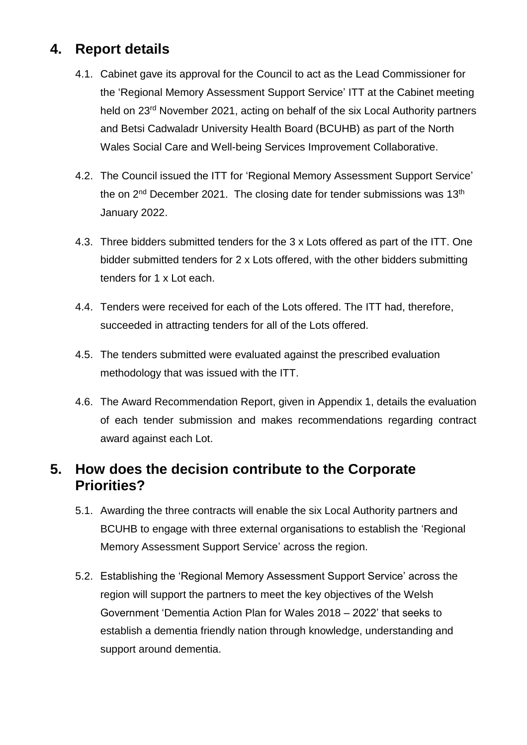## 4. Report details

4.1. Cabinet gave its approval for the Council to act as the Lead Commissioner for the 'Regional Memory Assessment Support Service' ITT at the Cabinet meeting held on 23rd November 2021, acting on behalf of the six Local Authority partners and Betsi Cadwaladr University Health Board (BCUHB) as part of the North Wales Social Care and Well-being Services Improvement Collaborative.

4.2. The Council issued the ITT for 'Regional Memory Assessment Support Service' the on 2nd December 2021. The closing date for tender submissions was 13th January 2022.

4.3. Three bidders submitted tenders for the 3 x Lots offered as part of the ITT. One bidder submitted tenders for 2 x Lots offered, with the other bidders submitting tenders for 1 x Lot each.

4.4. Tenders were received for each of the Lots offered. The ITT had, therefore, succeeded in attracting tenders for all of the Lots offered.

4.5. The tenders submitted were evaluated against the prescribed evaluation methodology that was issued with the ITT.

4.6. The Award Recommendation Report, given in Appendix 1, details the evaluation of each tender submission and makes recommendations regarding contract award against each Lot.

## 5. How does the decision contribute to the Corporate Priorities?

5.1. Awarding the three contracts will enable the six Local Authority partners and BCUHB to engage with three external organisations to establish the 'Regional Memory Assessment Support Service' across the region.

5.2. Establishing the 'Regional Memory Assessment Support Service' across the region will support the partners to meet the key objectives of the Welsh Government 'Dementia Action Plan for Wales 2018 – 2022' that seeks to establish a dementia friendly nation through knowledge, understanding and support around dementia.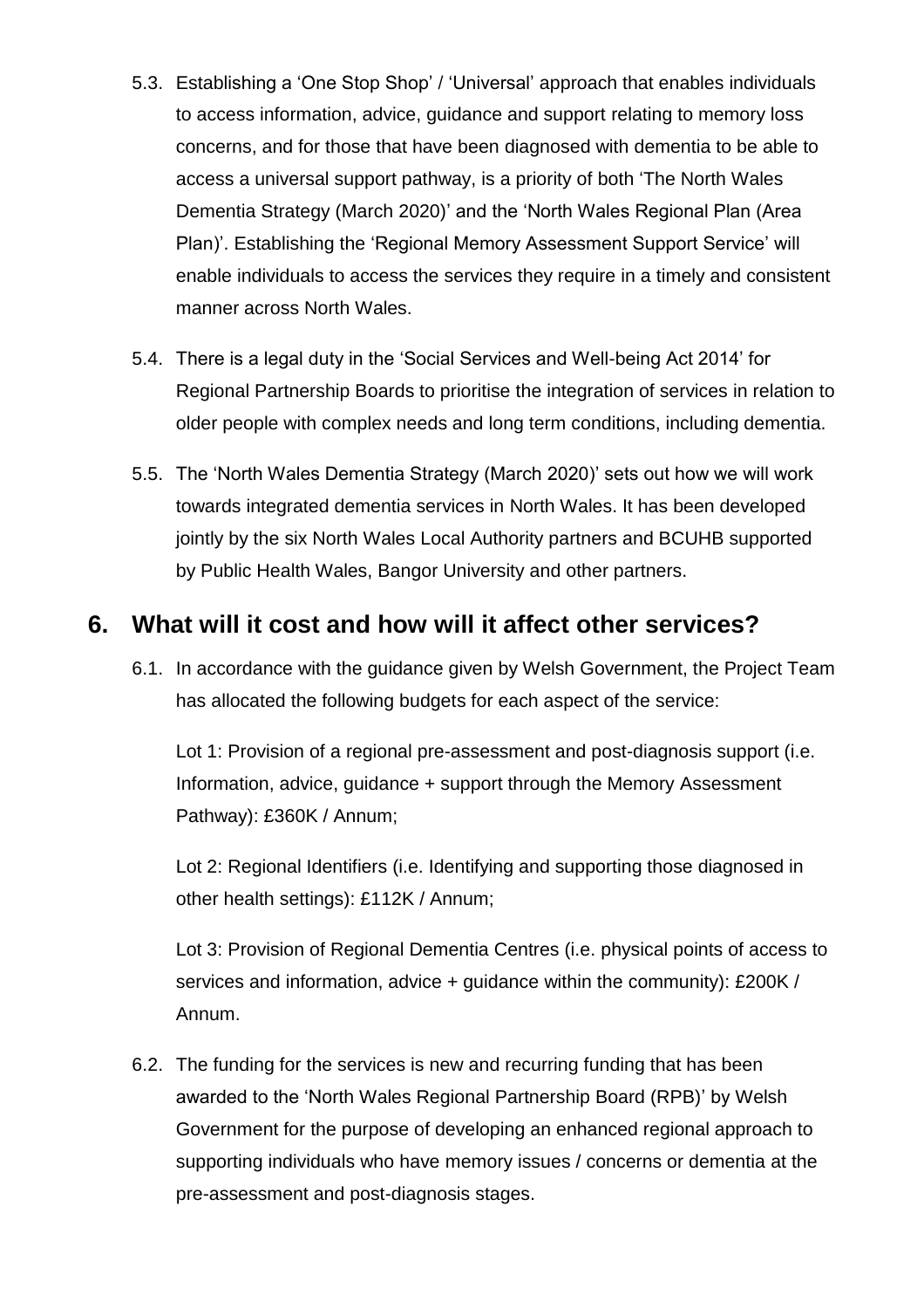5.3. Establishing a 'One Stop Shop' / 'Universal' approach that enables individuals to access information, advice, guidance and support relating to memory loss concerns, and for those that have been diagnosed with dementia to be able to access a universal support pathway, is a priority of both 'The North Wales Dementia Strategy (March 2020)' and the 'North Wales Regional Plan (Area Plan)'. Establishing the 'Regional Memory Assessment Support Service' will enable individuals to access the services they require in a timely and consistent manner across North Wales.

5.4. There is a legal duty in the 'Social Services and Well-being Act 2014' for Regional Partnership Boards to prioritise the integration of services in relation to older people with complex needs and long term conditions, including dementia.

5.5. The 'North Wales Dementia Strategy (March 2020)' sets out how we will work towards integrated dementia services in North Wales. It has been developed jointly by the six North Wales Local Authority partners and BCUHB supported by Public Health Wales, Bangor University and other partners.

## 6. What will it cost and how will it affect other services?

6.1. In accordance with the guidance given by Welsh Government, the Project Team has allocated the following budgets for each aspect of the service:

Lot 1: Provision of a regional pre-assessment and post-diagnosis support (i.e. Information, advice, guidance + support through the Memory Assessment Pathway): £360K / Annum;

Lot 2: Regional Identifiers (i.e. Identifying and supporting those diagnosed in other health settings): £112K / Annum;

Lot 3: Provision of Regional Dementia Centres (i.e. physical points of access to services and information, advice + guidance within the community): £200K / Annum.

6.2. The funding for the services is new and recurring funding that has been awarded to the 'North Wales Regional Partnership Board (RPB)' by Welsh Government for the purpose of developing an enhanced regional approach to supporting individuals who have memory issues / concerns or dementia at the pre-assessment and post-diagnosis stages.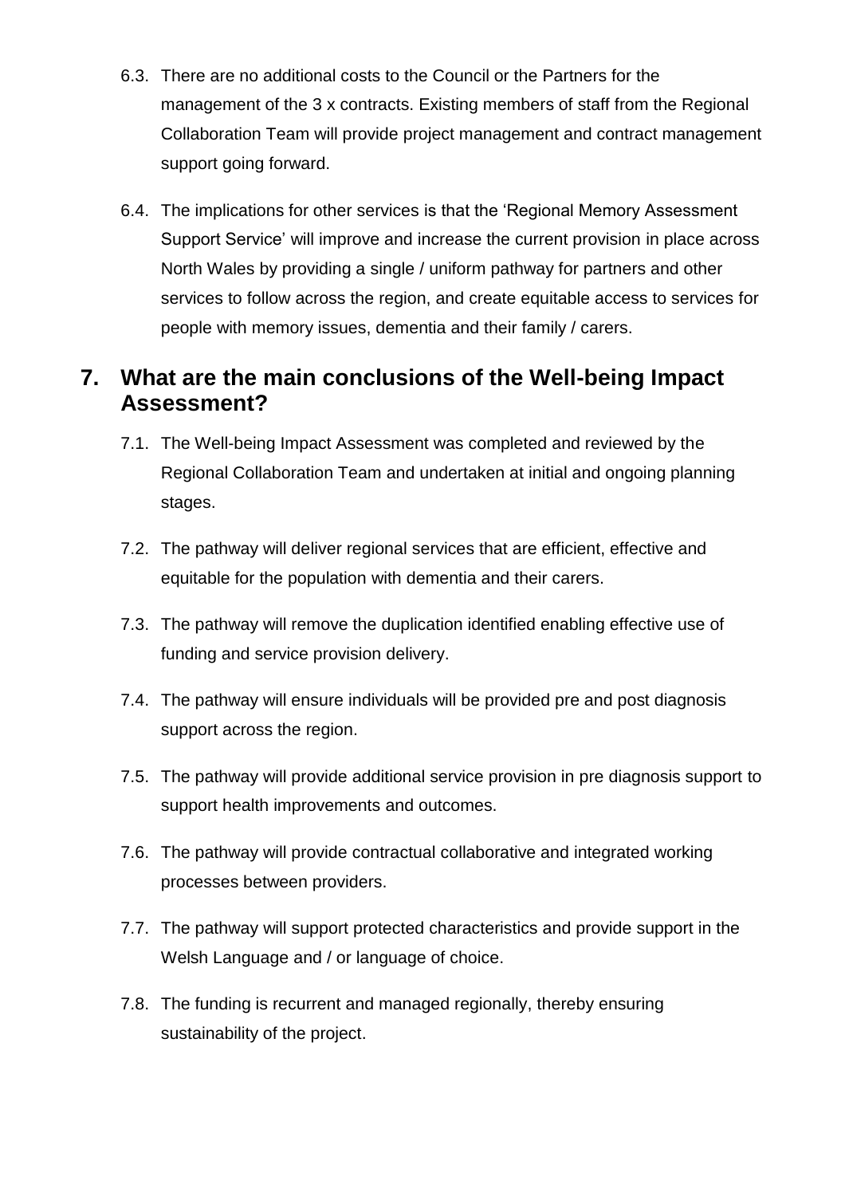6.3. There are no additional costs to the Council or the Partners for the management of the 3 x contracts. Existing members of staff from the Regional Collaboration Team will provide project management and contract management support going forward.

6.4. The implications for other services is that the 'Regional Memory Assessment Support Service' will improve and increase the current provision in place across North Wales by providing a single / uniform pathway for partners and other services to follow across the region, and create equitable access to services for people with memory issues, dementia and their family / carers.

## 7. What are the main conclusions of the Well-being Impact Assessment?

7.1. The Well-being Impact Assessment was completed and reviewed by the Regional Collaboration Team and undertaken at initial and ongoing planning stages.

7.2. The pathway will deliver regional services that are efficient, effective and equitable for the population with dementia and their carers.

7.3. The pathway will remove the duplication identified enabling effective use of funding and service provision delivery.

7.4. The pathway will ensure individuals will be provided pre and post diagnosis support across the region.

7.5. The pathway will provide additional service provision in pre diagnosis support to support health improvements and outcomes.

7.6. The pathway will provide contractual collaborative and integrated working processes between providers.

7.7. The pathway will support protected characteristics and provide support in the Welsh Language and / or language of choice.

7.8. The funding is recurrent and managed regionally, thereby ensuring sustainability of the project.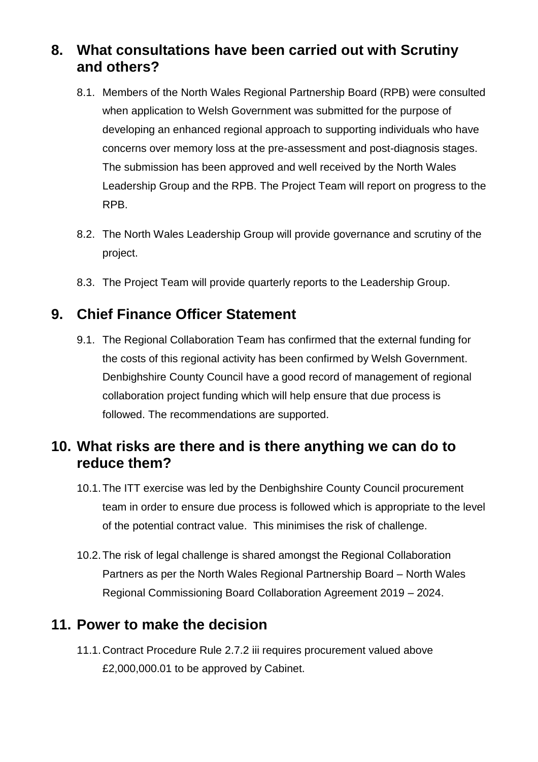## 8. What consultations have been carried out with Scrutiny and others?

8.1. Members of the North Wales Regional Partnership Board (RPB) were consulted when application to Welsh Government was submitted for the purpose of developing an enhanced regional approach to supporting individuals who have concerns over memory loss at the pre-assessment and post-diagnosis stages. The submission has been approved and well received by the North Wales Leadership Group and the RPB. The Project Team will report on progress to the RPB.

8.2. The North Wales Leadership Group will provide governance and scrutiny of the project.

8.3. The Project Team will provide quarterly reports to the Leadership Group.

## 9. Chief Finance Officer Statement

9.1. The Regional Collaboration Team has confirmed that the external funding for the costs of this regional activity has been confirmed by Welsh Government. Denbighshire County Council have a good record of management of regional collaboration project funding which will help ensure that due process is followed. The recommendations are supported.

## 10. What risks are there and is there anything we can do to reduce them?

10.1. The ITT exercise was led by the Denbighshire County Council procurement team in order to ensure due process is followed which is appropriate to the level of the potential contract value. This minimises the risk of challenge.

10.2. The risk of legal challenge is shared amongst the Regional Collaboration Partners as per the North Wales Regional Partnership Board – North Wales Regional Commissioning Board Collaboration Agreement 2019 – 2024.

## 11. Power to make the decision

11.1. Contract Procedure Rule 2.7.2 iii requires procurement valued above £2,000,000.01 to be approved by Cabinet.